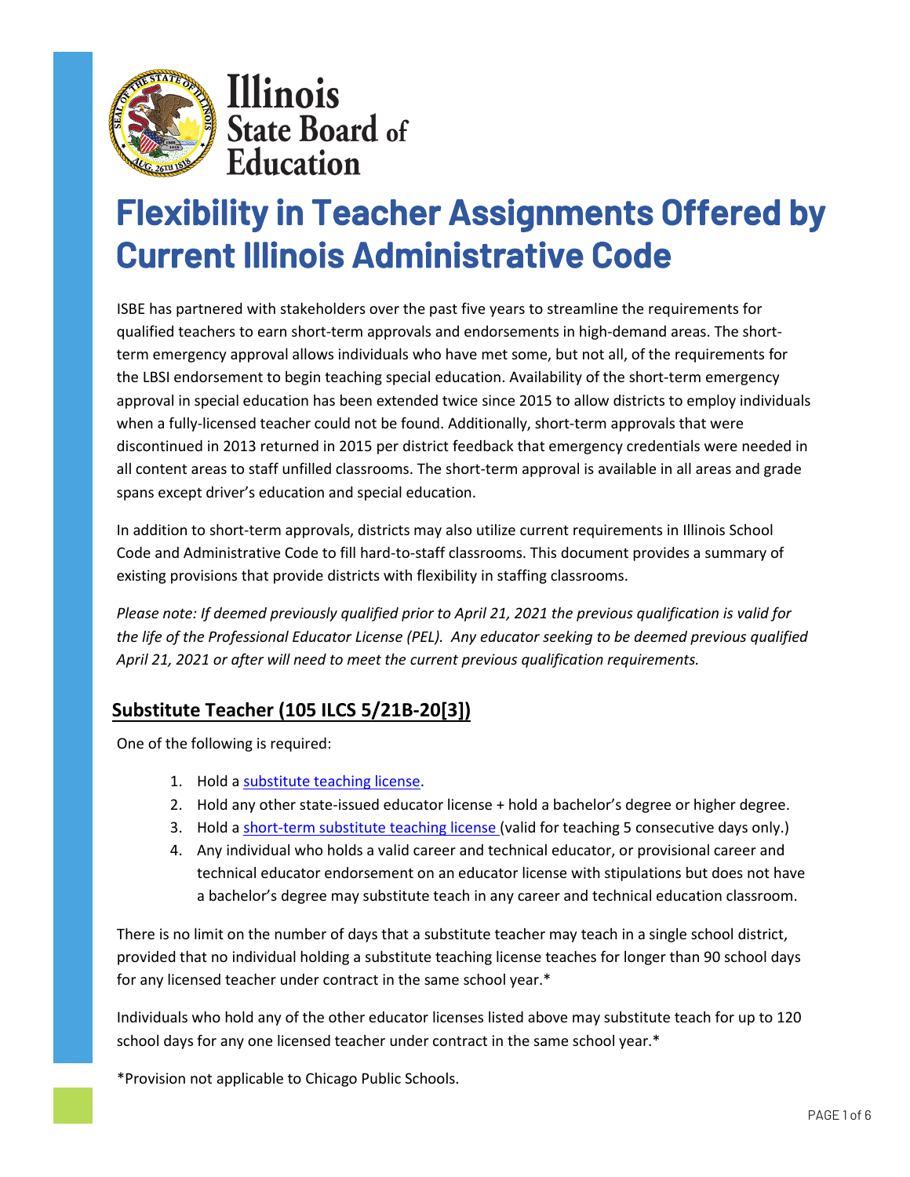# Flexibility in Teacher Assignments Offered by Current Illinois Administrative Code

ISBE has partnered with stakeholders over the past five years to streamline the requirements for qualified teachers to earn short-term approvals and endorsements in high-demand areas. The short-term emergency approval allows individuals who have met some, but not all, of the requirements for the LBSI endorsement to begin teaching special education. Availability of the short-term emergency approval in special education has been extended twice since 2015 to allow districts to employ individuals when a fully-licensed teacher could not be found. Additionally, short-term approvals that were discontinued in 2013 returned in 2015 per district feedback that emergency credentials were needed in all content areas to staff unfilled classrooms. The short-term approval is available in all areas and grade spans except driver's education and special education.

In addition to short-term approvals, districts may also utilize current requirements in Illinois School Code and Administrative Code to fill hard-to-staff classrooms. This document provides a summary of existing provisions that provide districts with flexibility in staffing classrooms.

*Please note: If deemed previously qualified prior to April 21, 2021 the previous qualification is valid for the life of the Professional Educator License (PEL). Any educator seeking to be deemed previous qualified April 21, 2021 or after will need to meet the current previous qualification requirements.*

## Substitute Teacher (105 ILCS 5/21B-20[3])

One of the following is required:

1. Hold a substitute teaching license.
2. Hold any other state-issued educator license + hold a bachelor's degree or higher degree.
3. Hold a short-term substitute teaching license (valid for teaching 5 consecutive days only.)
4. Any individual who holds a valid career and technical educator, or provisional career and technical educator endorsement on an educator license with stipulations but does not have a bachelor's degree may substitute teach in any career and technical education classroom.

There is no limit on the number of days that a substitute teacher may teach in a single school district, provided that no individual holding a substitute teaching license teaches for longer than 90 school days for any licensed teacher under contract in the same school year.*

Individuals who hold any of the other educator licenses listed above may substitute teach for up to 120 school days for any one licensed teacher under contract in the same school year.*

*Provision not applicable to Chicago Public Schools.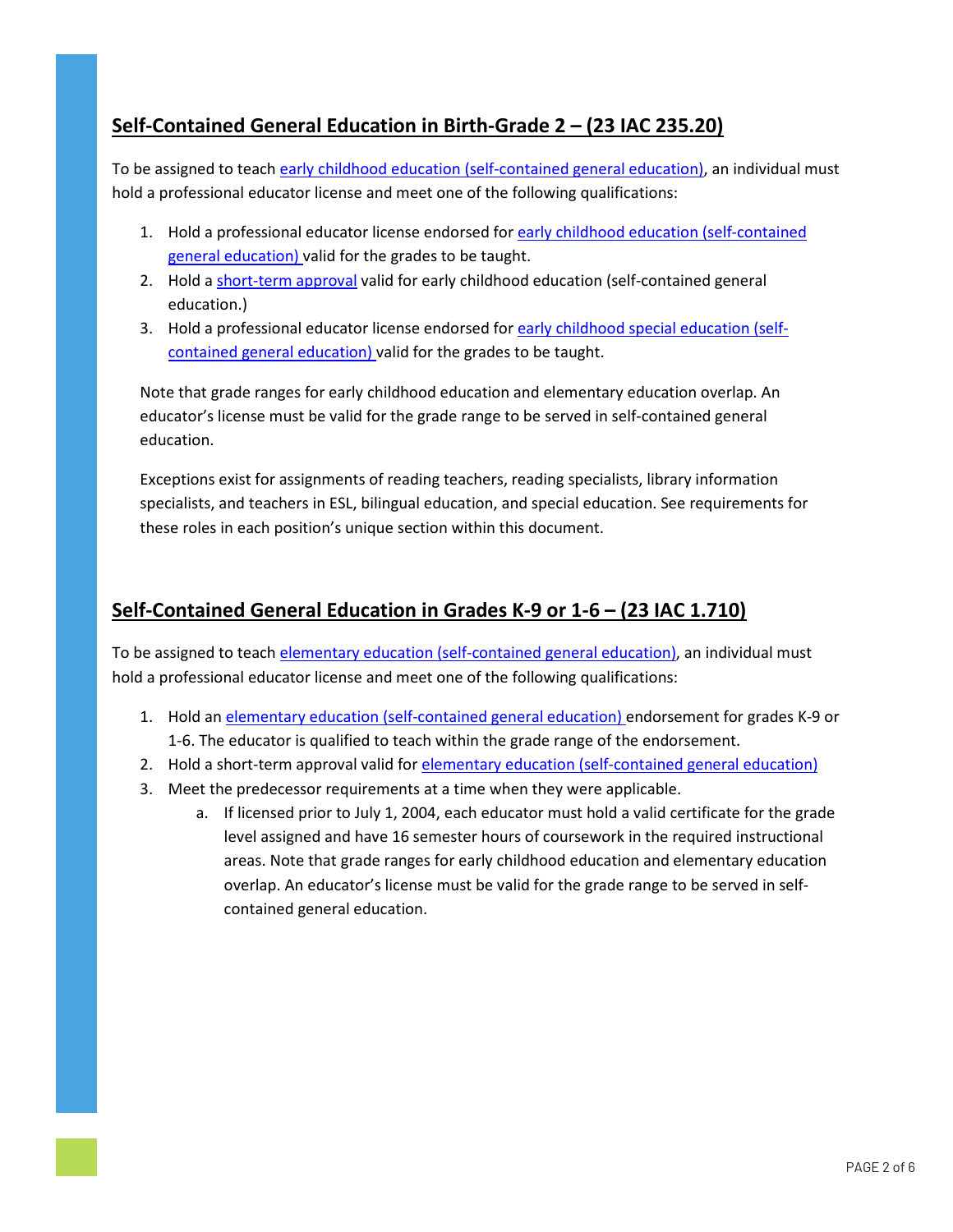## **Self-Contained General Education in Birth-Grade 2 – (23 IAC 235.20)**

To be assigned to teach early childhood education (self-contained general education), an individual must hold a professional educator license and meet one of the following qualifications:

1. Hold a professional educator license endorsed for early childhood education (self-contained general education) valid for the grades to be taught.
2. Hold a short-term approval valid for early childhood education (self-contained general education.)
3. Hold a professional educator license endorsed for early childhood special education (self-contained general education) valid for the grades to be taught.

Note that grade ranges for early childhood education and elementary education overlap. An educator's license must be valid for the grade range to be served in self-contained general education.

Exceptions exist for assignments of reading teachers, reading specialists, library information specialists, and teachers in ESL, bilingual education, and special education. See requirements for these roles in each position's unique section within this document.

## **Self-Contained General Education in Grades K-9 or 1-6 – (23 IAC 1.710)**

To be assigned to teach elementary education (self-contained general education), an individual must hold a professional educator license and meet one of the following qualifications:

1. Hold an elementary education (self-contained general education) endorsement for grades K-9 or 1-6. The educator is qualified to teach within the grade range of the endorsement.
2. Hold a short-term approval valid for elementary education (self-contained general education)
3. Meet the predecessor requirements at a time when they were applicable.
   a. If licensed prior to July 1, 2004, each educator must hold a valid certificate for the grade level assigned and have 16 semester hours of coursework in the required instructional areas. Note that grade ranges for early childhood education and elementary education overlap. An educator's license must be valid for the grade range to be served in self-contained general education.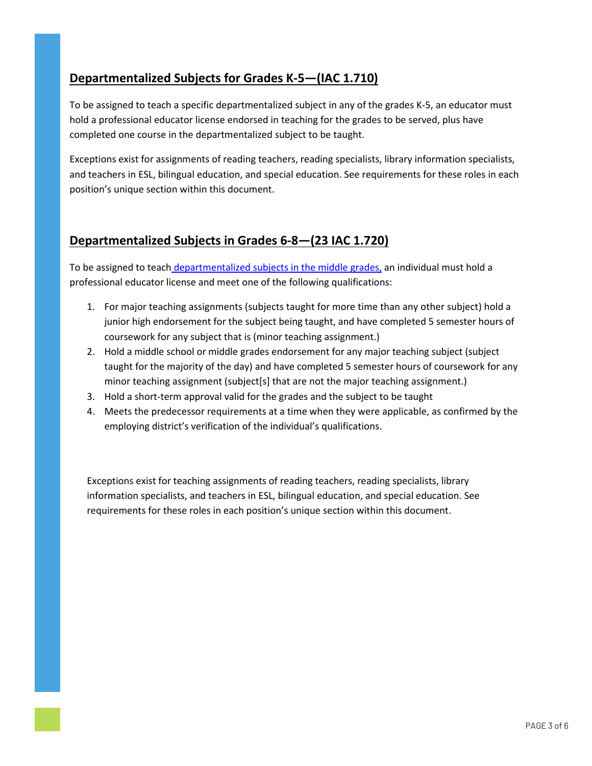## **Departmentalized Subjects for Grades K-5—(IAC 1.710)**

To be assigned to teach a specific departmentalized subject in any of the grades K-5, an educator must hold a professional educator license endorsed in teaching for the grades to be served, plus have completed one course in the departmentalized subject to be taught.

Exceptions exist for assignments of reading teachers, reading specialists, library information specialists, and teachers in ESL, bilingual education, and special education. See requirements for these roles in each position's unique section within this document.

## **Departmentalized Subjects in Grades 6-8—(23 IAC 1.720)**

To be assigned to teach departmentalized subjects in the middle grades, an individual must hold a professional educator license and meet one of the following qualifications:

1. For major teaching assignments (subjects taught for more time than any other subject) hold a junior high endorsement for the subject being taught, and have completed 5 semester hours of coursework for any subject that is (minor teaching assignment.)
2. Hold a middle school or middle grades endorsement for any major teaching subject (subject taught for the majority of the day) and have completed 5 semester hours of coursework for any minor teaching assignment (subject[s] that are not the major teaching assignment.)
3. Hold a short-term approval valid for the grades and the subject to be taught
4. Meets the predecessor requirements at a time when they were applicable, as confirmed by the employing district's verification of the individual's qualifications.

Exceptions exist for teaching assignments of reading teachers, reading specialists, library information specialists, and teachers in ESL, bilingual education, and special education. See requirements for these roles in each position's unique section within this document.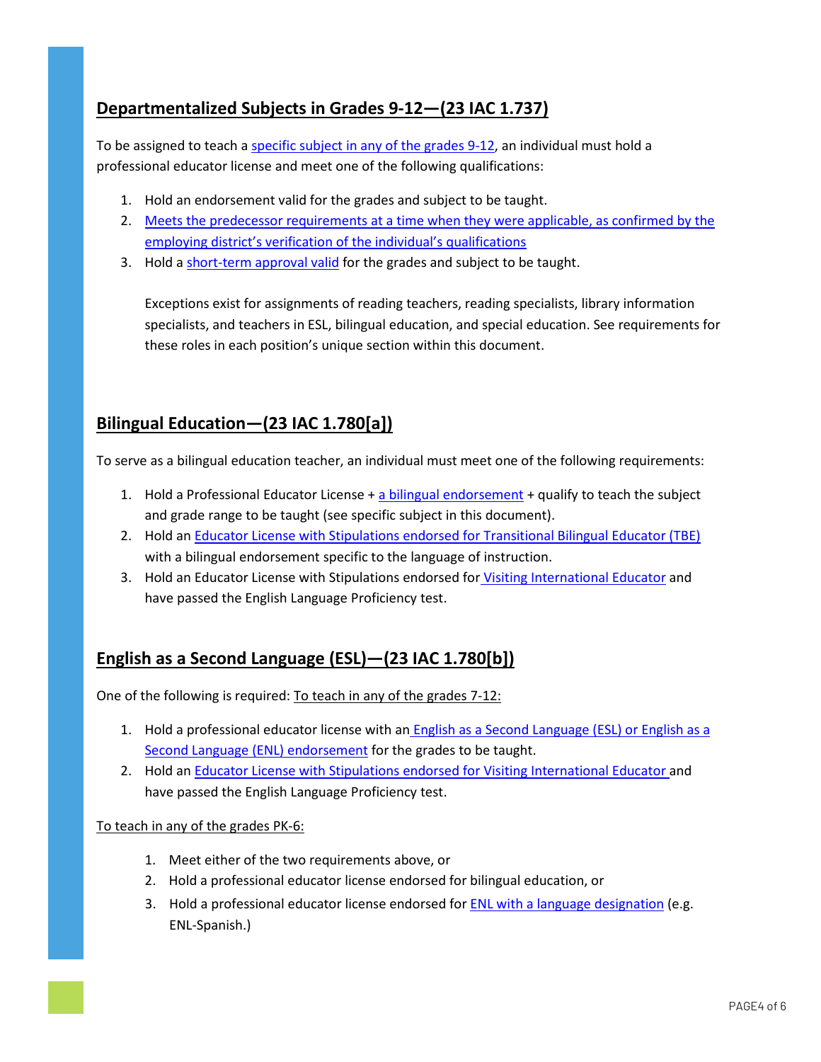## Departmentalized Subjects in Grades 9-12—(23 IAC 1.737)

To be assigned to teach a specific subject in any of the grades 9-12, an individual must hold a professional educator license and meet one of the following qualifications:

1. Hold an endorsement valid for the grades and subject to be taught.
2. Meets the predecessor requirements at a time when they were applicable, as confirmed by the employing district's verification of the individual's qualifications
3. Hold a short-term approval valid for the grades and subject to be taught.

   Exceptions exist for assignments of reading teachers, reading specialists, library information specialists, and teachers in ESL, bilingual education, and special education. See requirements for these roles in each position's unique section within this document.

## Bilingual Education—(23 IAC 1.780[a])

To serve as a bilingual education teacher, an individual must meet one of the following requirements:

1. Hold a Professional Educator License + a bilingual endorsement + qualify to teach the subject and grade range to be taught (see specific subject in this document).
2. Hold an Educator License with Stipulations endorsed for Transitional Bilingual Educator (TBE) with a bilingual endorsement specific to the language of instruction.
3. Hold an Educator License with Stipulations endorsed for Visiting International Educator and have passed the English Language Proficiency test.

## English as a Second Language (ESL)—(23 IAC 1.780[b])

One of the following is required: To teach in any of the grades 7-12:

1. Hold a professional educator license with an English as a Second Language (ESL) or English as a Second Language (ENL) endorsement for the grades to be taught.
2. Hold an Educator License with Stipulations endorsed for Visiting International Educator and have passed the English Language Proficiency test.

To teach in any of the grades PK-6:

1. Meet either of the two requirements above, or
2. Hold a professional educator license endorsed for bilingual education, or
3. Hold a professional educator license endorsed for ENL with a language designation (e.g. ENL-Spanish.)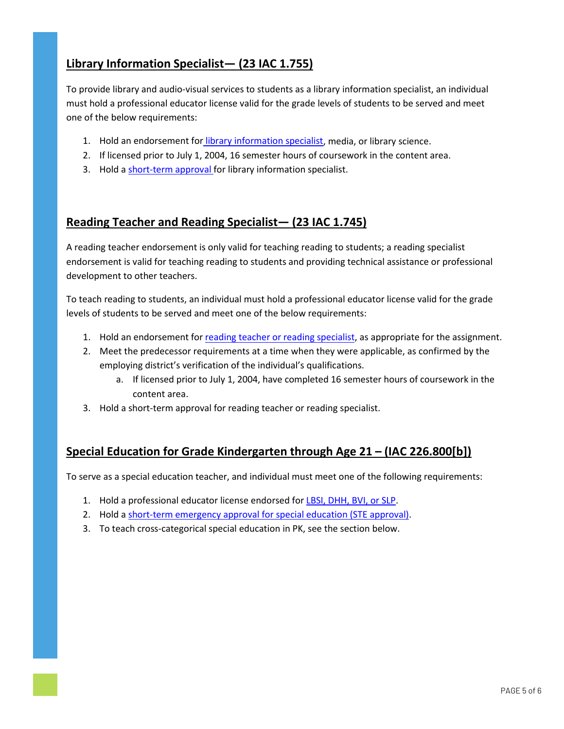## **Library Information Specialist— (23 IAC 1.755)**

To provide library and audio-visual services to students as a library information specialist, an individual must hold a professional educator license valid for the grade levels of students to be served and meet one of the below requirements:

1. Hold an endorsement for library information specialist, media, or library science.
2. If licensed prior to July 1, 2004, 16 semester hours of coursework in the content area.
3. Hold a short-term approval for library information specialist.

## **Reading Teacher and Reading Specialist— (23 IAC 1.745)**

A reading teacher endorsement is only valid for teaching reading to students; a reading specialist endorsement is valid for teaching reading to students and providing technical assistance or professional development to other teachers.

To teach reading to students, an individual must hold a professional educator license valid for the grade levels of students to be served and meet one of the below requirements:

1. Hold an endorsement for reading teacher or reading specialist, as appropriate for the assignment.
2. Meet the predecessor requirements at a time when they were applicable, as confirmed by the employing district's verification of the individual's qualifications.
   a. If licensed prior to July 1, 2004, have completed 16 semester hours of coursework in the content area.
3. Hold a short-term approval for reading teacher or reading specialist.

## **Special Education for Grade Kindergarten through Age 21 – (IAC 226.800[b])**

To serve as a special education teacher, and individual must meet one of the following requirements:

1. Hold a professional educator license endorsed for LBSI, DHH, BVI, or SLP.
2. Hold a short-term emergency approval for special education (STE approval).
3. To teach cross-categorical special education in PK, see the section below.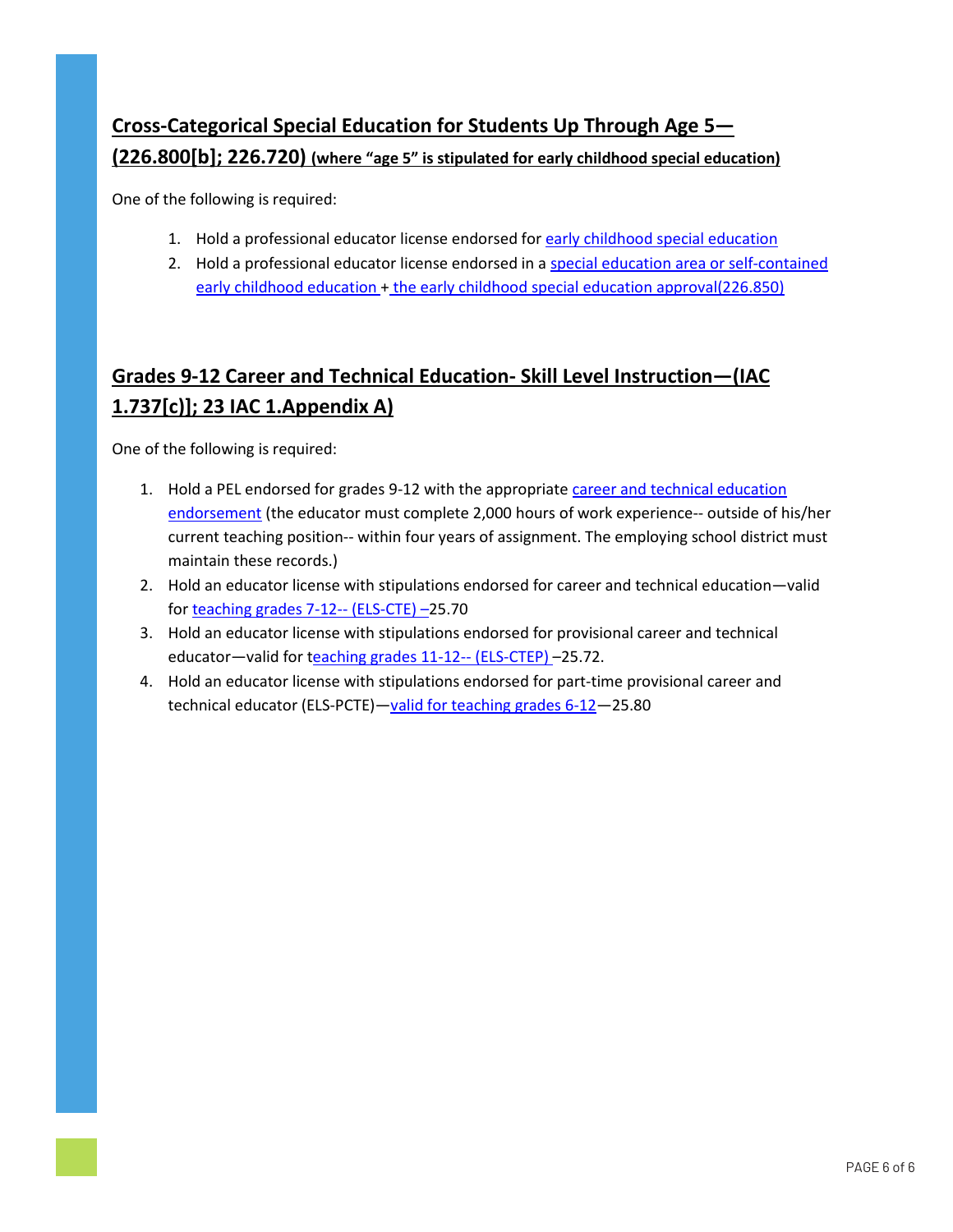## Cross-Categorical Special Education for Students Up Through Age 5—(226.800[b]; 226.720) (where "age 5" is stipulated for early childhood special education)

One of the following is required:

1. Hold a professional educator license endorsed for early childhood special education
2. Hold a professional educator license endorsed in a special education area or self-contained early childhood education + the early childhood special education approval(226.850)

## Grades 9-12 Career and Technical Education- Skill Level Instruction—(IAC 1.737[c)]; 23 IAC 1.Appendix A)

One of the following is required:

1. Hold a PEL endorsed for grades 9-12 with the appropriate career and technical education endorsement (the educator must complete 2,000 hours of work experience-- outside of his/her current teaching position-- within four years of assignment. The employing school district must maintain these records.)
2. Hold an educator license with stipulations endorsed for career and technical education—valid for teaching grades 7-12-- (ELS-CTE) –25.70
3. Hold an educator license with stipulations endorsed for provisional career and technical educator—valid for teaching grades 11-12-- (ELS-CTEP) –25.72.
4. Hold an educator license with stipulations endorsed for part-time provisional career and technical educator (ELS-PCTE)—valid for teaching grades 6-12—25.80